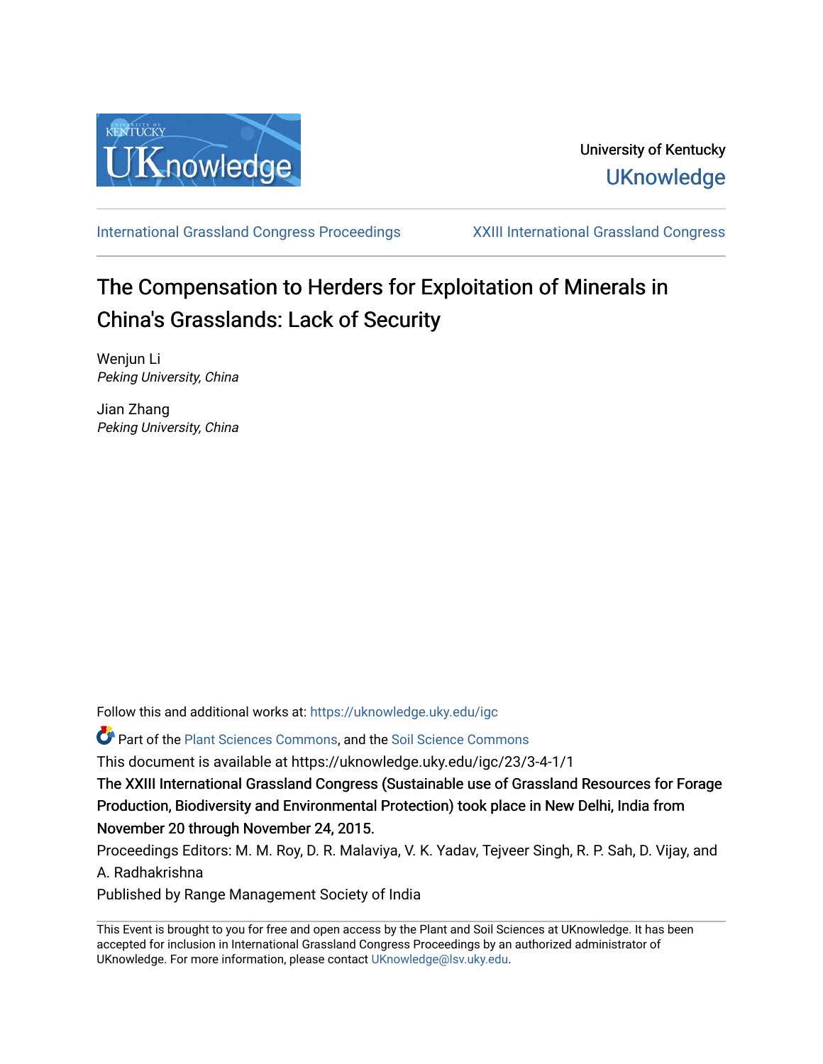University of Kentucky
UKnowledge

International Grassland Congress Proceedings | XXIII International Grassland Congress

# The Compensation to Herders for Exploitation of Minerals in China's Grasslands: Lack of Security

Wenjun Li
*Peking University, China*

Jian Zhang
*Peking University, China*

Follow this and additional works at: https://uknowledge.uky.edu/igc

Part of the Plant Sciences Commons, and the Soil Science Commons

This document is available at https://uknowledge.uky.edu/igc/23/3-4-1/1

The XXIII International Grassland Congress (Sustainable use of Grassland Resources for Forage Production, Biodiversity and Environmental Protection) took place in New Delhi, India from November 20 through November 24, 2015.

Proceedings Editors: M. M. Roy, D. R. Malaviya, V. K. Yadav, Tejveer Singh, R. P. Sah, D. Vijay, and A. Radhakrishna

Published by Range Management Society of India

This Event is brought to you for free and open access by the Plant and Soil Sciences at UKnowledge. It has been accepted for inclusion in International Grassland Congress Proceedings by an authorized administrator of UKnowledge. For more information, please contact UKnowledge@lsv.uky.edu.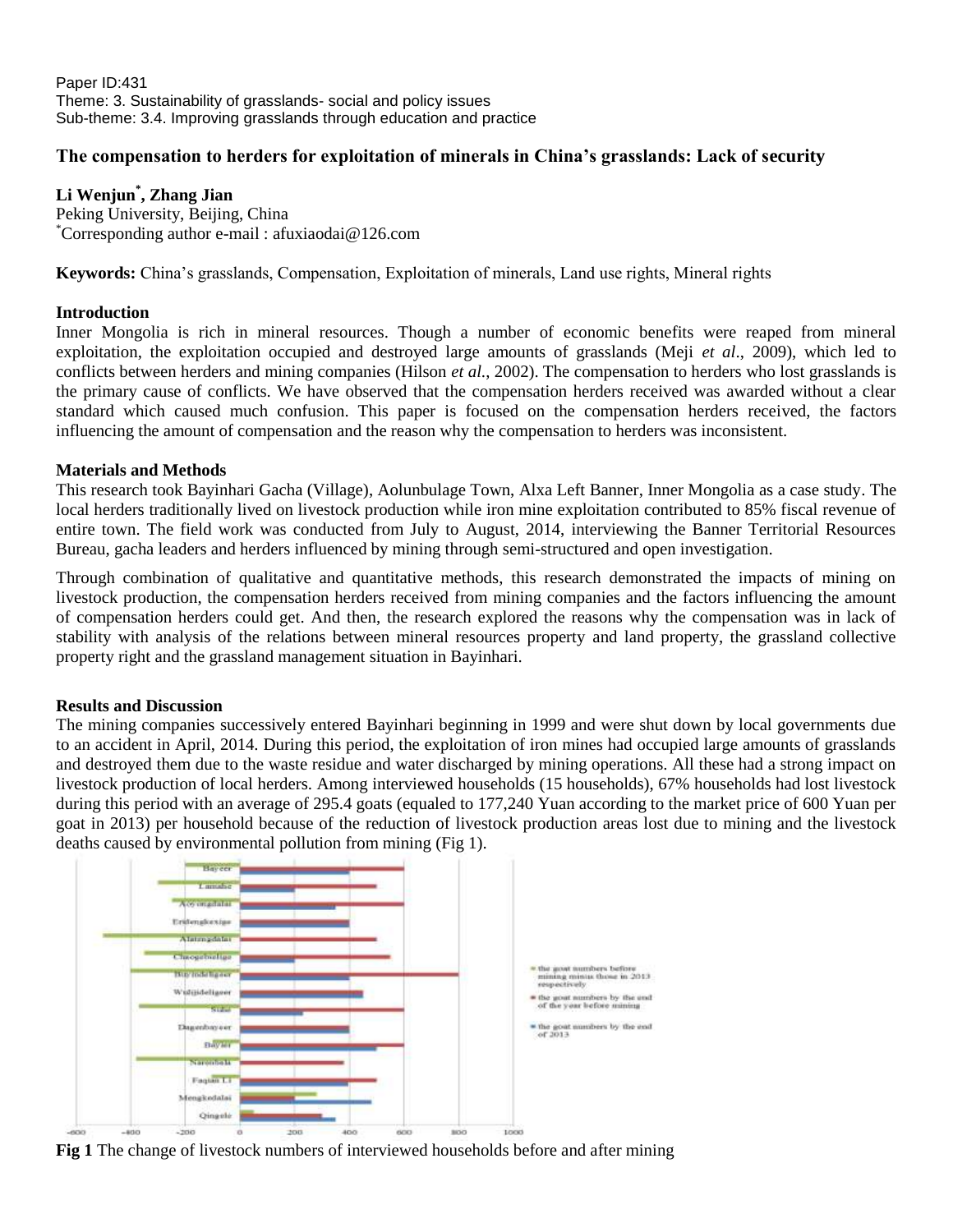Paper ID:431
Theme: 3. Sustainability of grasslands- social and policy issues
Sub-theme: 3.4. Improving grasslands through education and practice

# The compensation to herders for exploitation of minerals in China's grasslands: Lack of security

**Li Wenjun*, Zhang Jian**
Peking University, Beijing, China
*Corresponding author e-mail : afuxiaodai@126.com

**Keywords:** China's grasslands, Compensation, Exploitation of minerals, Land use rights, Mineral rights

## Introduction

Inner Mongolia is rich in mineral resources. Though a number of economic benefits were reaped from mineral exploitation, the exploitation occupied and destroyed large amounts of grasslands (Meji *et al*., 2009), which led to conflicts between herders and mining companies (Hilson *et al.*, 2002). The compensation to herders who lost grasslands is the primary cause of conflicts. We have observed that the compensation herders received was awarded without a clear standard which caused much confusion. This paper is focused on the compensation herders received, the factors influencing the amount of compensation and the reason why the compensation to herders was inconsistent.

## Materials and Methods

This research took Bayinhari Gacha (Village), Aolunbulage Town, Alxa Left Banner, Inner Mongolia as a case study. The local herders traditionally lived on livestock production while iron mine exploitation contributed to 85% fiscal revenue of entire town. The field work was conducted from July to August, 2014, interviewing the Banner Territorial Resources Bureau, gacha leaders and herders influenced by mining through semi-structured and open investigation.

Through combination of qualitative and quantitative methods, this research demonstrated the impacts of mining on livestock production, the compensation herders received from mining companies and the factors influencing the amount of compensation herders could get. And then, the research explored the reasons why the compensation was in lack of stability with analysis of the relations between mineral resources property and land property, the grassland collective property right and the grassland management situation in Bayinhari.

## Results and Discussion

The mining companies successively entered Bayinhari beginning in 1999 and were shut down by local governments due to an accident in April, 2014. During this period, the exploitation of iron mines had occupied large amounts of grasslands and destroyed them due to the waste residue and water discharged by mining operations. All these had a strong impact on livestock production of local herders. Among interviewed households (15 households), 67% households had lost livestock during this period with an average of 295.4 goats (equaled to 177,240 Yuan according to the market price of 600 Yuan per goat in 2013) per household because of the reduction of livestock production areas lost due to mining and the livestock deaths caused by environmental pollution from mining (Fig 1).

**Fig 1** The change of livestock numbers of interviewed households before and after mining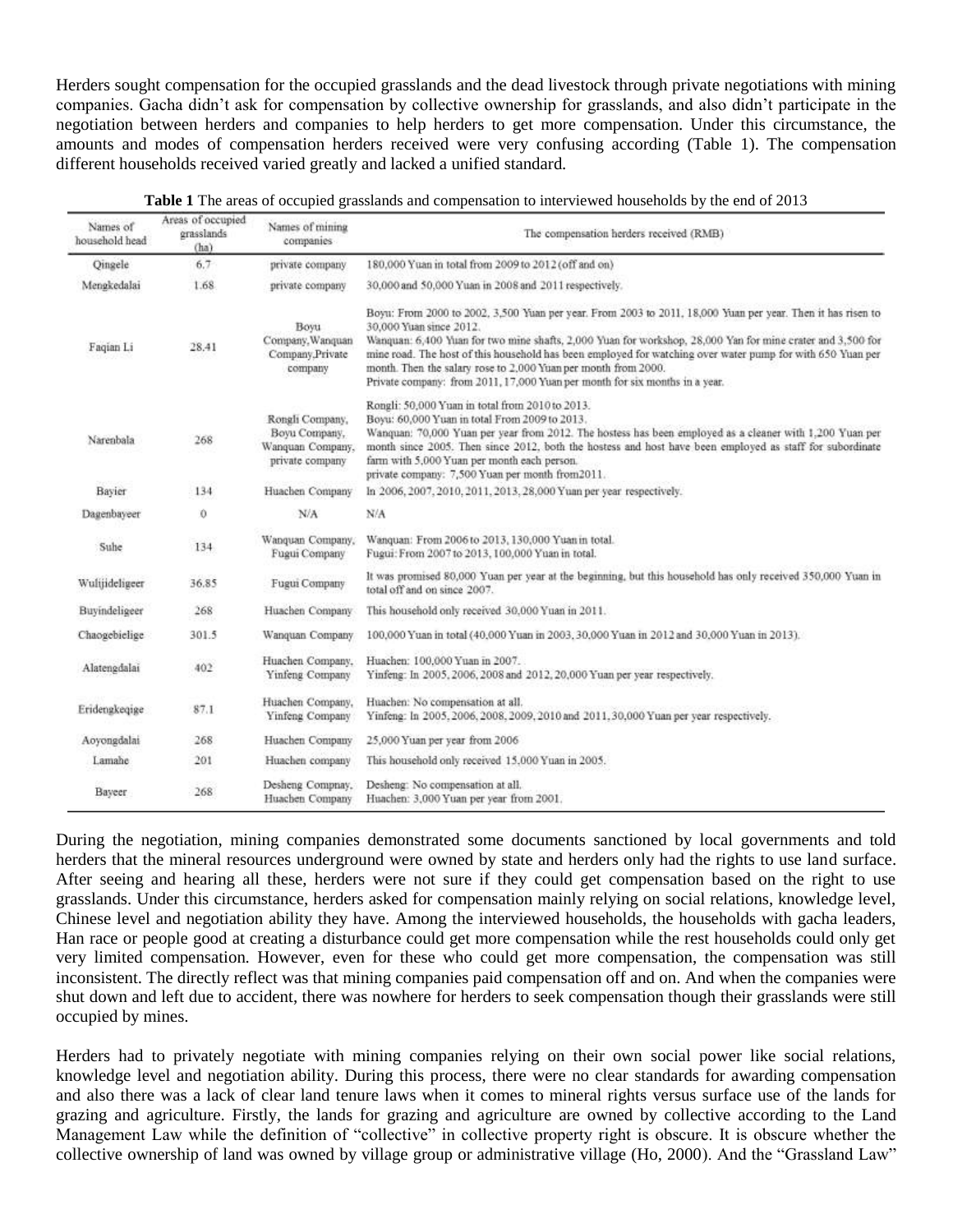Herders sought compensation for the occupied grasslands and the dead livestock through private negotiations with mining companies. Gacha didn't ask for compensation by collective ownership for grasslands, and also didn't participate in the negotiation between herders and companies to help herders to get more compensation. Under this circumstance, the amounts and modes of compensation herders received were very confusing according (Table 1). The compensation different households received varied greatly and lacked a unified standard.

**Table 1** The areas of occupied grasslands and compensation to interviewed households by the end of 2013

| Names of household head | Areas of occupied grasslands (ha) | Names of mining companies | The compensation herders received (RMB) |
|---|---|---|---|
| Qingele | 6.7 | private company | 180,000 Yuan in total from 2009 to 2012 (off and on) |
| Mengkedalai | 1.68 | private company | 30,000 and 50,000 Yuan in 2008 and 2011 respectively. |
| Faqian Li | 28.41 | Boyu Company, Wanquan Company, Private company | Boyu: From 2000 to 2002, 3,500 Yuan per year. From 2003 to 2011, 18,000 Yuan per year. Then it has risen to 30,000 Yuan since 2012. Wanquan: 6,400 Yuan for two mine shafts, 2,000 Yuan for workshop, 28,000 Yan for mine crater and 3,500 for mine road. The host of this household has been employed for watching over water pump for with 650 Yuan per month. Then the salary rose to 2,000 Yuan per month from 2000. Private company: from 2011, 17,000 Yuan per month for six months in a year. |
| Narenbala | 268 | Rongli Company, Boyu Company, Wanquan Company, private company | Rongli: 50,000 Yuan in total from 2010 to 2013. Boyu: 60,000 Yuan in total From 2009 to 2013. Wanquan: 70,000 Yuan per year from 2012. The hostess has been employed as a cleaner with 1,200 Yuan per month since 2005. Then since 2012, both the hostess and host have been employed as staff for subordinate farm with 5,000 Yuan per month each person. private company: 7,500 Yuan per month from 2011. |
| Bayier | 134 | Huachen Company | In 2006, 2007, 2010, 2011, 2013, 28,000 Yuan per year respectively. |
| Dagenbayeer | 0 | N/A | N/A |
| Suhe | 134 | Wanquan Company, Fugui Company | Wanquan: From 2006 to 2013, 130,000 Yuan in total. Fugui: From 2007 to 2013, 100,000 Yuan in total. |
| Wulijideligeer | 36.85 | Fugui Company | It was promised 80,000 Yuan per year at the beginning, but this household has only received 350,000 Yuan in total off and on since 2007. |
| Buyindeligeer | 268 | Huachen Company | This household only received 30,000 Yuan in 2011. |
| Chaogebielige | 301.5 | Wanquan Company | 100,000 Yuan in total (40,000 Yuan in 2003, 30,000 Yuan in 2012 and 30,000 Yuan in 2013). |
| Alatengdalai | 402 | Huachen Company, Yinfeng Company | Huachen: 100,000 Yuan in 2007. Yinfeng: In 2005, 2006, 2008 and 2012, 20,000 Yuan per year respectively. |
| Eridengkeqige | 87.1 | Huachen Company, Yinfeng Company | Huachen: No compensation at all. Yinfeng: In 2005, 2006, 2008, 2009, 2010 and 2011, 30,000 Yuan per year respectively. |
| Aoyongdalai | 268 | Huachen Company | 25,000 Yuan per year from 2006 |
| Lamahe | 201 | Huachen company | This household only received 15,000 Yuan in 2005. |
| Bayeer | 268 | Desheng Compnay, Huachen Company | Desheng: No compensation at all. Huachen: 3,000 Yuan per year from 2001. |

During the negotiation, mining companies demonstrated some documents sanctioned by local governments and told herders that the mineral resources underground were owned by state and herders only had the rights to use land surface. After seeing and hearing all these, herders were not sure if they could get compensation based on the right to use grasslands. Under this circumstance, herders asked for compensation mainly relying on social relations, knowledge level, Chinese level and negotiation ability they have. Among the interviewed households, the households with gacha leaders, Han race or people good at creating a disturbance could get more compensation while the rest households could only get very limited compensation. However, even for these who could get more compensation, the compensation was still inconsistent. The directly reflect was that mining companies paid compensation off and on. And when the companies were shut down and left due to accident, there was nowhere for herders to seek compensation though their grasslands were still occupied by mines.

Herders had to privately negotiate with mining companies relying on their own social power like social relations, knowledge level and negotiation ability. During this process, there were no clear standards for awarding compensation and also there was a lack of clear land tenure laws when it comes to mineral rights versus surface use of the lands for grazing and agriculture. Firstly, the lands for grazing and agriculture are owned by collective according to the Land Management Law while the definition of "collective" in collective property right is obscure. It is obscure whether the collective ownership of land was owned by village group or administrative village (Ho, 2000). And the "Grassland Law"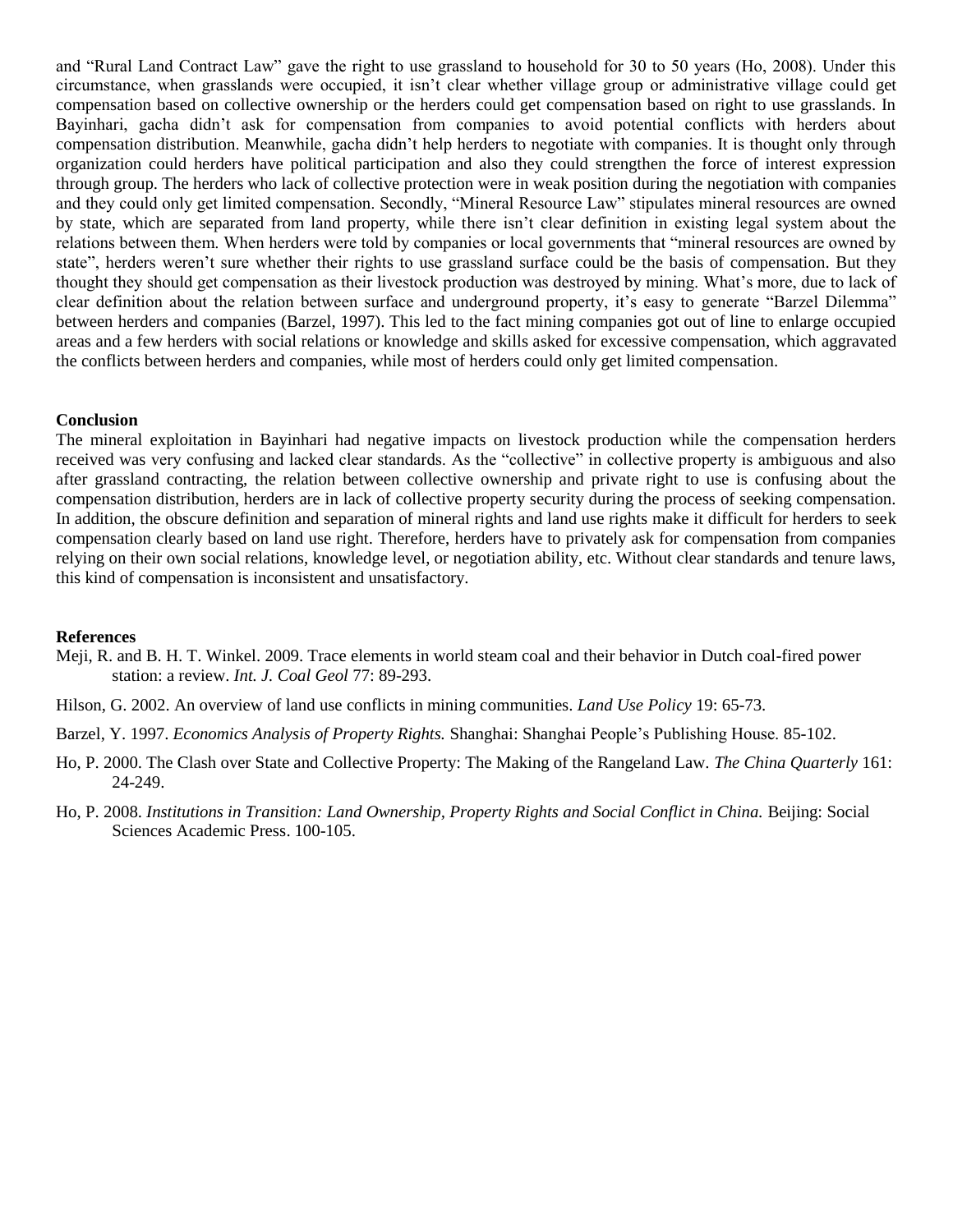and "Rural Land Contract Law" gave the right to use grassland to household for 30 to 50 years (Ho, 2008). Under this circumstance, when grasslands were occupied, it isn't clear whether village group or administrative village could get compensation based on collective ownership or the herders could get compensation based on right to use grasslands. In Bayinhari, gacha didn't ask for compensation from companies to avoid potential conflicts with herders about compensation distribution. Meanwhile, gacha didn't help herders to negotiate with companies. It is thought only through organization could herders have political participation and also they could strengthen the force of interest expression through group. The herders who lack of collective protection were in weak position during the negotiation with companies and they could only get limited compensation. Secondly, "Mineral Resource Law" stipulates mineral resources are owned by state, which are separated from land property, while there isn't clear definition in existing legal system about the relations between them. When herders were told by companies or local governments that "mineral resources are owned by state", herders weren't sure whether their rights to use grassland surface could be the basis of compensation. But they thought they should get compensation as their livestock production was destroyed by mining. What's more, due to lack of clear definition about the relation between surface and underground property, it's easy to generate "Barzel Dilemma" between herders and companies (Barzel, 1997). This led to the fact mining companies got out of line to enlarge occupied areas and a few herders with social relations or knowledge and skills asked for excessive compensation, which aggravated the conflicts between herders and companies, while most of herders could only get limited compensation.

**Conclusion**

The mineral exploitation in Bayinhari had negative impacts on livestock production while the compensation herders received was very confusing and lacked clear standards. As the "collective" in collective property is ambiguous and also after grassland contracting, the relation between collective ownership and private right to use is confusing about the compensation distribution, herders are in lack of collective property security during the process of seeking compensation. In addition, the obscure definition and separation of mineral rights and land use rights make it difficult for herders to seek compensation clearly based on land use right. Therefore, herders have to privately ask for compensation from companies relying on their own social relations, knowledge level, or negotiation ability, etc. Without clear standards and tenure laws, this kind of compensation is inconsistent and unsatisfactory.

**References**

Meji, R. and B. H. T. Winkel. 2009. Trace elements in world steam coal and their behavior in Dutch coal-fired power station: a review. *Int. J. Coal Geol* 77: 89-293.

Hilson, G. 2002. An overview of land use conflicts in mining communities. *Land Use Policy* 19: 65-73.

Barzel, Y. 1997. *Economics Analysis of Property Rights.* Shanghai: Shanghai People's Publishing House. 85-102.

Ho, P. 2000. The Clash over State and Collective Property: The Making of the Rangeland Law. *The China Quarterly* 161: 24-249.

Ho, P. 2008. *Institutions in Transition: Land Ownership, Property Rights and Social Conflict in China.* Beijing: Social Sciences Academic Press. 100-105.